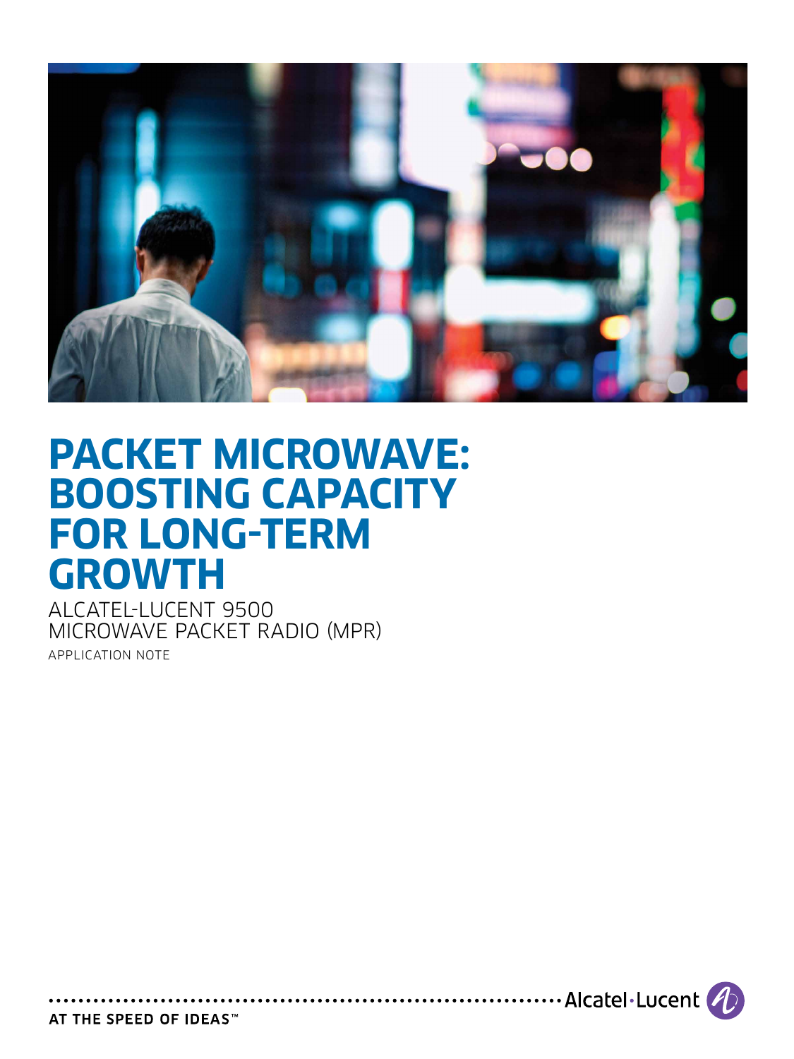# PACKET MICROWAVE: BOOSTING CAPACITY FOR LONG-TERM GROWTH

ALCATEL-LUCENT 9500 MICROWAVE PACKET RADIO (MPR)

APPLICATION NOTE

AT THE SPEED OF IDEAS™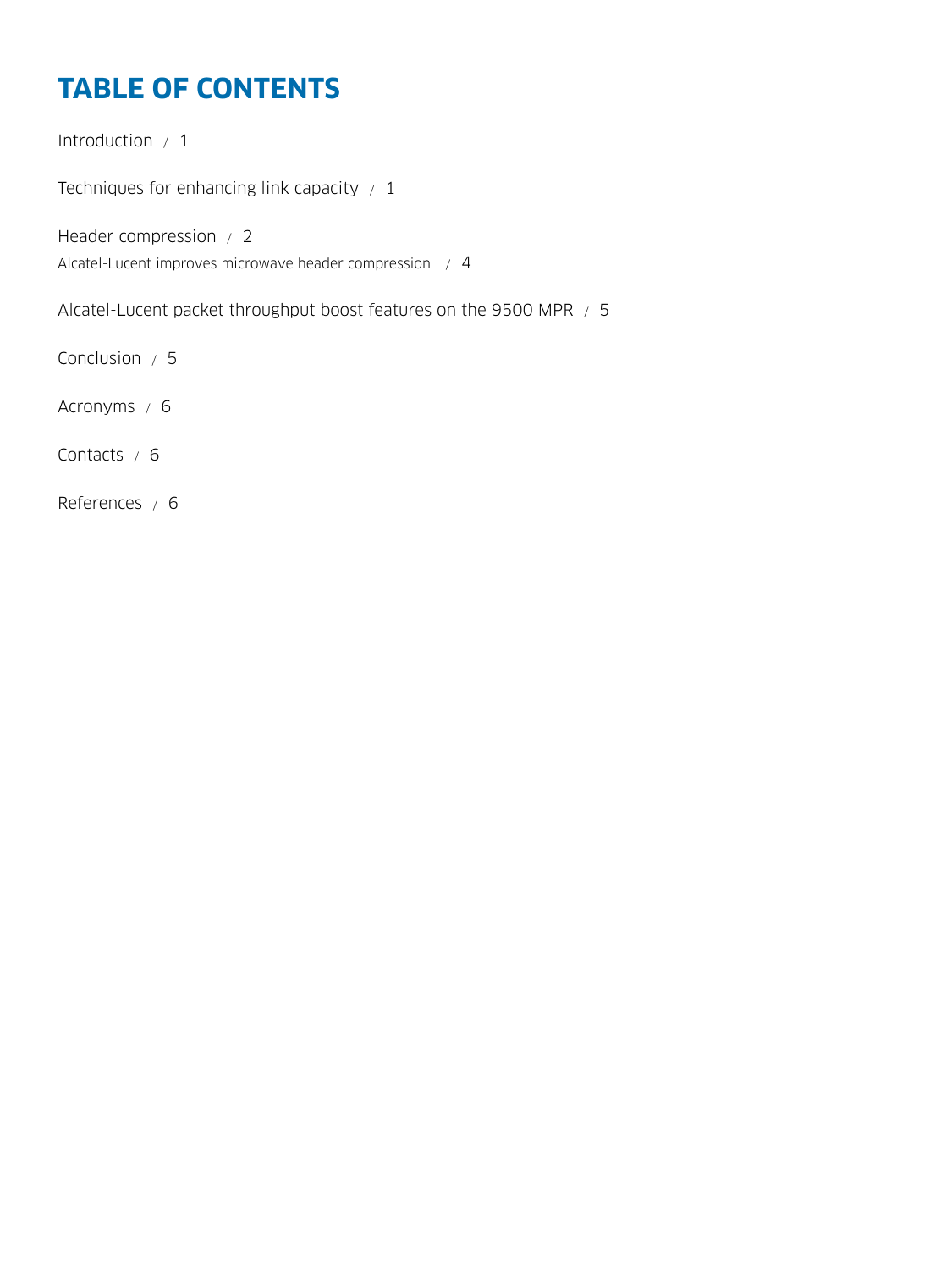# TABLE OF CONTENTS

Introduction / 1

Techniques for enhancing link capacity / 1

Header compression / 2

Alcatel-Lucent improves microwave header compression / 4

Alcatel-Lucent packet throughput boost features on the 9500 MPR / 5

Conclusion / 5

Acronyms / 6

Contacts / 6

References / 6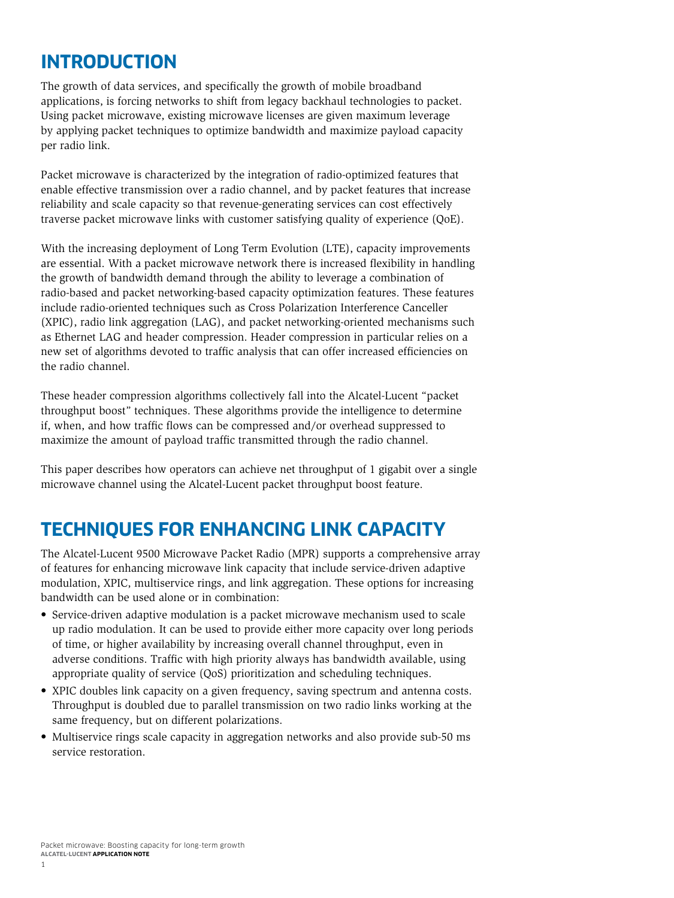# INTRODUCTION

The growth of data services, and specifically the growth of mobile broadband applications, is forcing networks to shift from legacy backhaul technologies to packet. Using packet microwave, existing microwave licenses are given maximum leverage by applying packet techniques to optimize bandwidth and maximize payload capacity per radio link.

Packet microwave is characterized by the integration of radio-optimized features that enable effective transmission over a radio channel, and by packet features that increase reliability and scale capacity so that revenue-generating services can cost effectively traverse packet microwave links with customer satisfying quality of experience (QoE).

With the increasing deployment of Long Term Evolution (LTE), capacity improvements are essential. With a packet microwave network there is increased flexibility in handling the growth of bandwidth demand through the ability to leverage a combination of radio-based and packet networking-based capacity optimization features. These features include radio-oriented techniques such as Cross Polarization Interference Canceller (XPIC), radio link aggregation (LAG), and packet networking-oriented mechanisms such as Ethernet LAG and header compression. Header compression in particular relies on a new set of algorithms devoted to traffic analysis that can offer increased efficiencies on the radio channel.

These header compression algorithms collectively fall into the Alcatel-Lucent "packet throughput boost" techniques. These algorithms provide the intelligence to determine if, when, and how traffic flows can be compressed and/or overhead suppressed to maximize the amount of payload traffic transmitted through the radio channel.

This paper describes how operators can achieve net throughput of 1 gigabit over a single microwave channel using the Alcatel-Lucent packet throughput boost feature.

# TECHNIQUES FOR ENHANCING LINK CAPACITY

The Alcatel-Lucent 9500 Microwave Packet Radio (MPR) supports a comprehensive array of features for enhancing microwave link capacity that include service-driven adaptive modulation, XPIC, multiservice rings, and link aggregation. These options for increasing bandwidth can be used alone or in combination:

- Service-driven adaptive modulation is a packet microwave mechanism used to scale up radio modulation. It can be used to provide either more capacity over long periods of time, or higher availability by increasing overall channel throughput, even in adverse conditions. Traffic with high priority always has bandwidth available, using appropriate quality of service (QoS) prioritization and scheduling techniques.
- XPIC doubles link capacity on a given frequency, saving spectrum and antenna costs. Throughput is doubled due to parallel transmission on two radio links working at the same frequency, but on different polarizations.
- Multiservice rings scale capacity in aggregation networks and also provide sub-50 ms service restoration.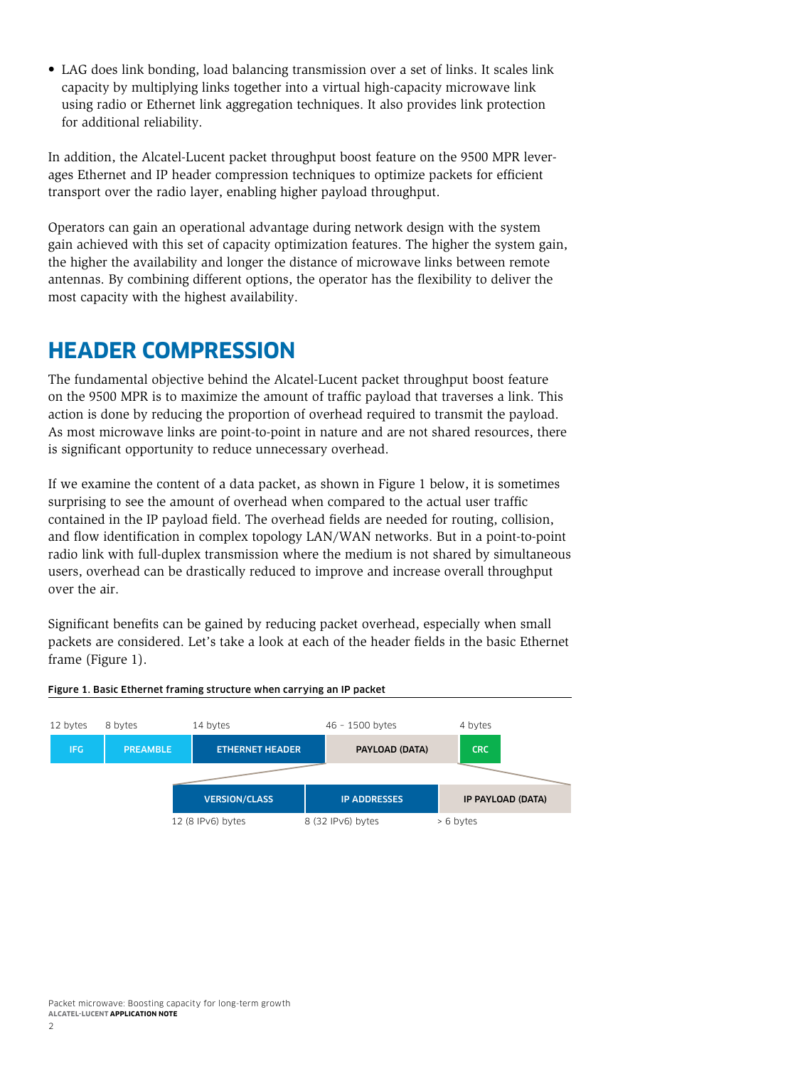- LAG does link bonding, load balancing transmission over a set of links. It scales link capacity by multiplying links together into a virtual high-capacity microwave link using radio or Ethernet link aggregation techniques. It also provides link protection for additional reliability.

In addition, the Alcatel-Lucent packet throughput boost feature on the 9500 MPR leverages Ethernet and IP header compression techniques to optimize packets for efficient transport over the radio layer, enabling higher payload throughput.

Operators can gain an operational advantage during network design with the system gain achieved with this set of capacity optimization features. The higher the system gain, the higher the availability and longer the distance of microwave links between remote antennas. By combining different options, the operator has the flexibility to deliver the most capacity with the highest availability.

## HEADER COMPRESSION

The fundamental objective behind the Alcatel-Lucent packet throughput boost feature on the 9500 MPR is to maximize the amount of traffic payload that traverses a link. This action is done by reducing the proportion of overhead required to transmit the payload. As most microwave links are point-to-point in nature and are not shared resources, there is significant opportunity to reduce unnecessary overhead.

If we examine the content of a data packet, as shown in Figure 1 below, it is sometimes surprising to see the amount of overhead when compared to the actual user traffic contained in the IP payload field. The overhead fields are needed for routing, collision, and flow identification in complex topology LAN/WAN networks. But in a point-to-point radio link with full-duplex transmission where the medium is not shared by simultaneous users, overhead can be drastically reduced to improve and increase overall throughput over the air.

Significant benefits can be gained by reducing packet overhead, especially when small packets are considered. Let's take a look at each of the header fields in the basic Ethernet frame (Figure 1).

**Figure 1. Basic Ethernet framing structure when carrying an IP packet**

| IFG | PREAMBLE | ETHERNET HEADER | PAYLOAD (DATA) | CRC |
|---|---|---|---|---|
| 12 bytes | 8 bytes | 14 bytes | 46 – 1500 bytes | 4 bytes |

PAYLOAD (DATA):

| VERSION/CLASS | IP ADDRESSES | IP PAYLOAD (DATA) |
|---|---|---|
| 12 (8 IPv6) bytes | 8 (32 IPv6) bytes | > 6 bytes |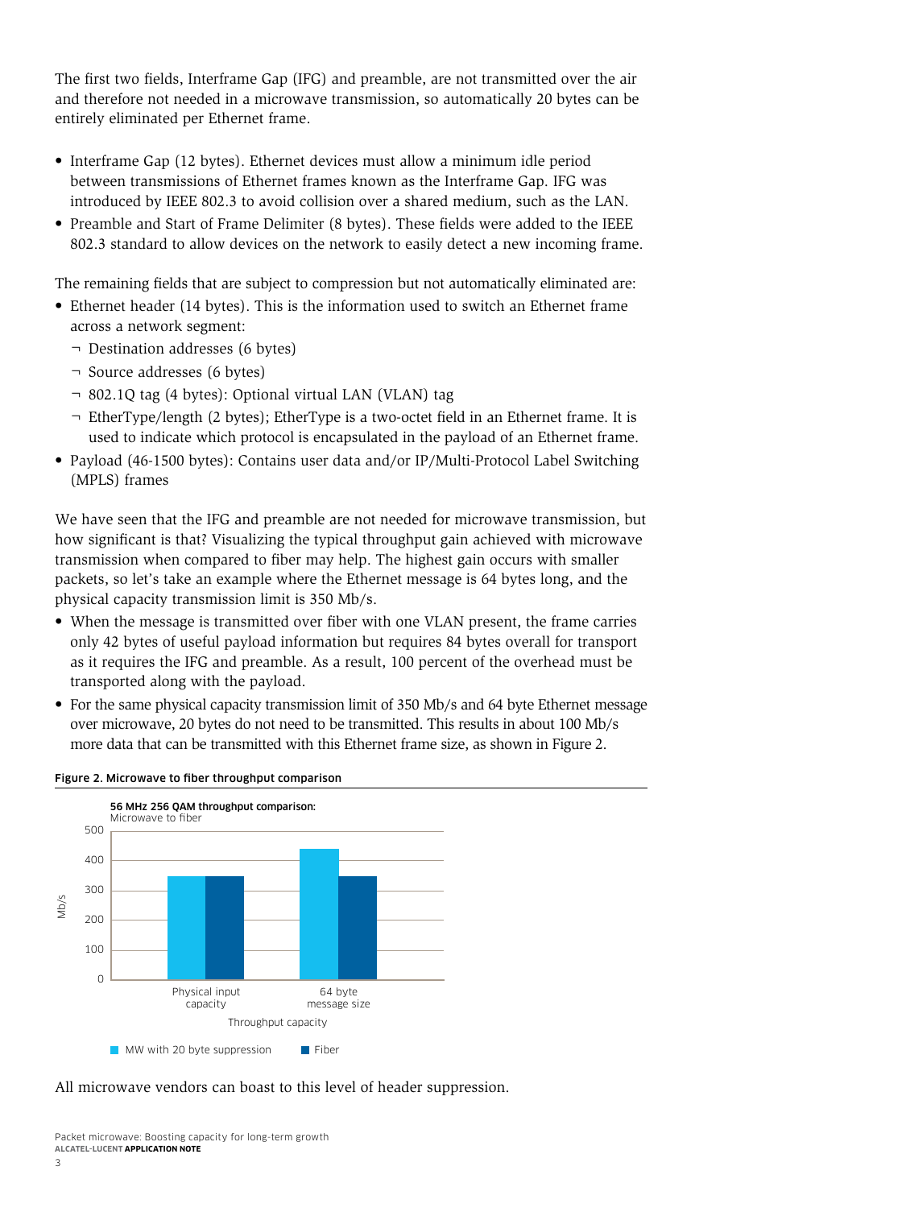The first two fields, Interframe Gap (IFG) and preamble, are not transmitted over the air and therefore not needed in a microwave transmission, so automatically 20 bytes can be entirely eliminated per Ethernet frame.

- Interframe Gap (12 bytes). Ethernet devices must allow a minimum idle period between transmissions of Ethernet frames known as the Interframe Gap. IFG was introduced by IEEE 802.3 to avoid collision over a shared medium, such as the LAN.
- Preamble and Start of Frame Delimiter (8 bytes). These fields were added to the IEEE 802.3 standard to allow devices on the network to easily detect a new incoming frame.

The remaining fields that are subject to compression but not automatically eliminated are:

- Ethernet header (14 bytes). This is the information used to switch an Ethernet frame across a network segment:
  - Destination addresses (6 bytes)
  - Source addresses (6 bytes)
  - 802.1Q tag (4 bytes): Optional virtual LAN (VLAN) tag
  - EtherType/length (2 bytes); EtherType is a two-octet field in an Ethernet frame. It is used to indicate which protocol is encapsulated in the payload of an Ethernet frame.
- Payload (46-1500 bytes): Contains user data and/or IP/Multi-Protocol Label Switching (MPLS) frames

We have seen that the IFG and preamble are not needed for microwave transmission, but how significant is that? Visualizing the typical throughput gain achieved with microwave transmission when compared to fiber may help. The highest gain occurs with smaller packets, so let's take an example where the Ethernet message is 64 bytes long, and the physical capacity transmission limit is 350 Mb/s.

- When the message is transmitted over fiber with one VLAN present, the frame carries only 42 bytes of useful payload information but requires 84 bytes overall for transport as it requires the IFG and preamble. As a result, 100 percent of the overhead must be transported along with the payload.
- For the same physical capacity transmission limit of 350 Mb/s and 64 byte Ethernet message over microwave, 20 bytes do not need to be transmitted. This results in about 100 Mb/s more data that can be transmitted with this Ethernet frame size, as shown in Figure 2.

**Figure 2. Microwave to fiber throughput comparison**

**56 MHz 256 QAM throughput comparison:**
Microwave to fiber

500
400
300
200
100
0

Mb/s

Physical input capacity
64 byte message size

Throughput capacity

MW with 20 byte suppression
Fiber

All microwave vendors can boast to this level of header suppression.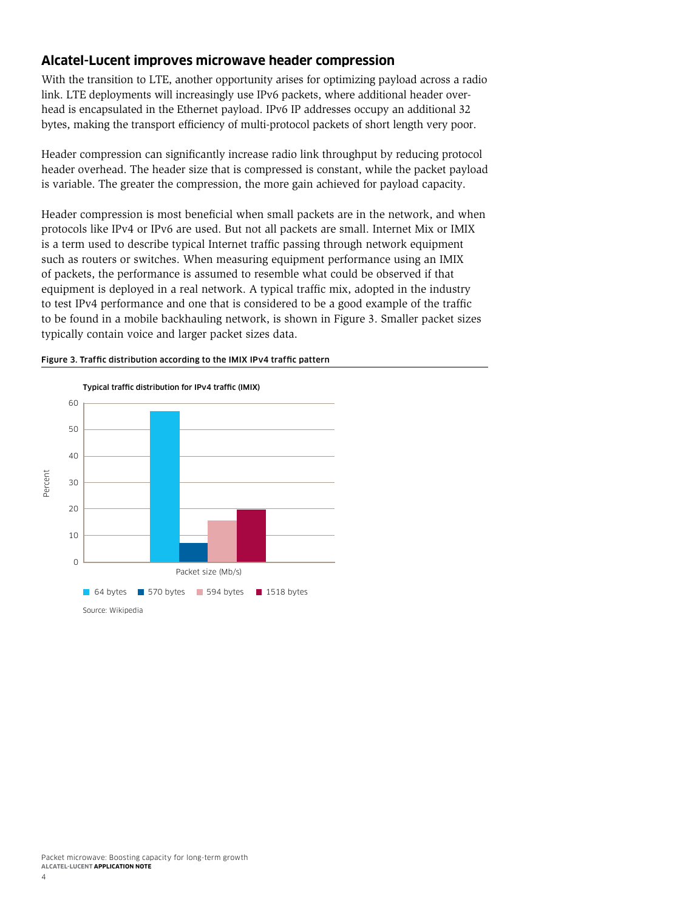## Alcatel-Lucent improves microwave header compression

With the transition to LTE, another opportunity arises for optimizing payload across a radio link. LTE deployments will increasingly use IPv6 packets, where additional header overhead is encapsulated in the Ethernet payload. IPv6 IP addresses occupy an additional 32 bytes, making the transport efficiency of multi-protocol packets of short length very poor.

Header compression can significantly increase radio link throughput by reducing protocol header overhead. The header size that is compressed is constant, while the packet payload is variable. The greater the compression, the more gain achieved for payload capacity.

Header compression is most beneficial when small packets are in the network, and when protocols like IPv4 or IPv6 are used. But not all packets are small. Internet Mix or IMIX is a term used to describe typical Internet traffic passing through network equipment such as routers or switches. When measuring equipment performance using an IMIX of packets, the performance is assumed to resemble what could be observed if that equipment is deployed in a real network. A typical traffic mix, adopted in the industry to test IPv4 performance and one that is considered to be a good example of the traffic to be found in a mobile backhauling network, is shown in Figure 3. Smaller packet sizes typically contain voice and larger packet sizes data.

**Figure 3. Traffic distribution according to the IMIX IPv4 traffic pattern**

Typical traffic distribution for IPv4 traffic (IMIX)

Percent

60
50
40
30
20
10
0

Packet size (Mb/s)

64 bytes  570 bytes  594 bytes  1518 bytes

Source: Wikipedia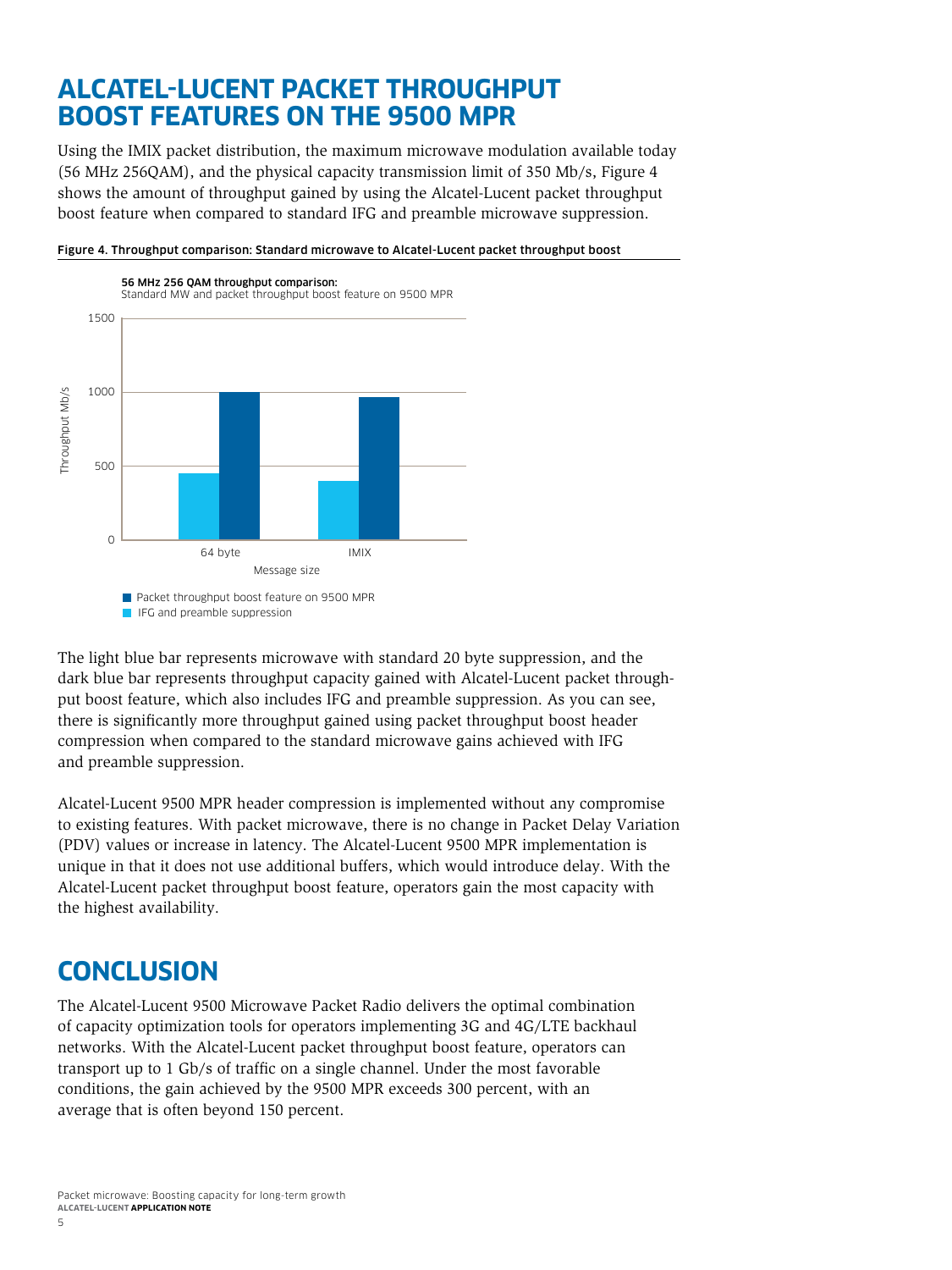# ALCATEL-LUCENT PACKET THROUGHPUT BOOST FEATURES ON THE 9500 MPR

Using the IMIX packet distribution, the maximum microwave modulation available today (56 MHz 256QAM), and the physical capacity transmission limit of 350 Mb/s, Figure 4 shows the amount of throughput gained by using the Alcatel-Lucent packet throughput boost feature when compared to standard IFG and preamble microwave suppression.

**Figure 4. Throughput comparison: Standard microwave to Alcatel-Lucent packet throughput boost**

**56 MHz 256 QAM throughput comparison:**
Standard MW and packet throughput boost feature on 9500 MPR

Throughput Mb/s
1500
1000
500
0

64 byte
IMIX

Message size

Packet throughput boost feature on 9500 MPR
IFG and preamble suppression

The light blue bar represents microwave with standard 20 byte suppression, and the dark blue bar represents throughput capacity gained with Alcatel-Lucent packet throughput boost feature, which also includes IFG and preamble suppression. As you can see, there is significantly more throughput gained using packet throughput boost header compression when compared to the standard microwave gains achieved with IFG and preamble suppression.

Alcatel-Lucent 9500 MPR header compression is implemented without any compromise to existing features. With packet microwave, there is no change in Packet Delay Variation (PDV) values or increase in latency. The Alcatel-Lucent 9500 MPR implementation is unique in that it does not use additional buffers, which would introduce delay. With the Alcatel-Lucent packet throughput boost feature, operators gain the most capacity with the highest availability.

# CONCLUSION

The Alcatel-Lucent 9500 Microwave Packet Radio delivers the optimal combination of capacity optimization tools for operators implementing 3G and 4G/LTE backhaul networks. With the Alcatel-Lucent packet throughput boost feature, operators can transport up to 1 Gb/s of traffic on a single channel. Under the most favorable conditions, the gain achieved by the 9500 MPR exceeds 300 percent, with an average that is often beyond 150 percent.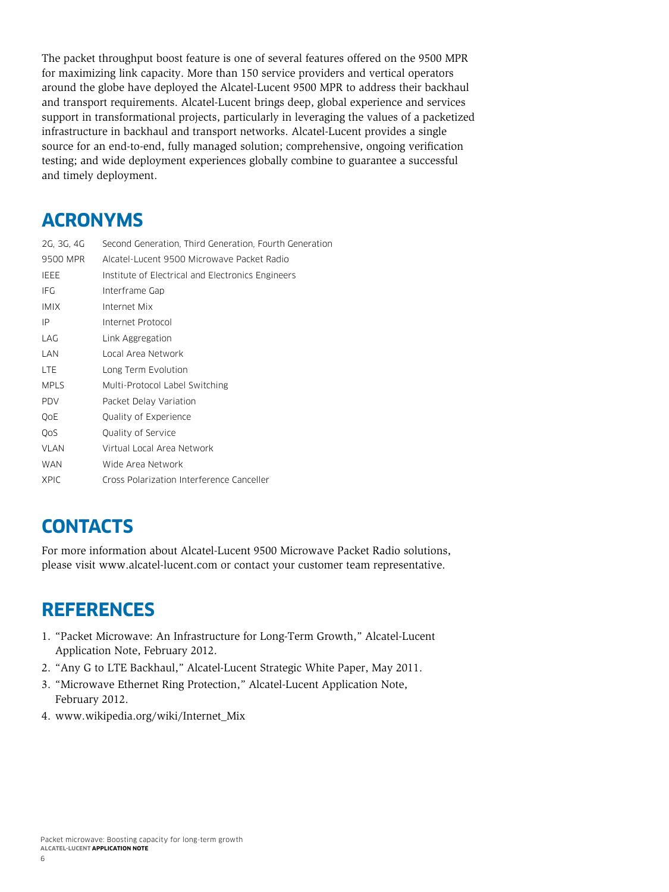The packet throughput boost feature is one of several features offered on the 9500 MPR for maximizing link capacity. More than 150 service providers and vertical operators around the globe have deployed the Alcatel-Lucent 9500 MPR to address their backhaul and transport requirements. Alcatel-Lucent brings deep, global experience and services support in transformational projects, particularly in leveraging the values of a packetized infrastructure in backhaul and transport networks. Alcatel-Lucent provides a single source for an end-to-end, fully managed solution; comprehensive, ongoing verification testing; and wide deployment experiences globally combine to guarantee a successful and timely deployment.

## ACRONYMS

| | |
|---|---|
| 2G, 3G, 4G | Second Generation, Third Generation, Fourth Generation |
| 9500 MPR | Alcatel-Lucent 9500 Microwave Packet Radio |
| IEEE | Institute of Electrical and Electronics Engineers |
| IFG | Interframe Gap |
| IMIX | Internet Mix |
| IP | Internet Protocol |
| LAG | Link Aggregation |
| LAN | Local Area Network |
| LTE | Long Term Evolution |
| MPLS | Multi-Protocol Label Switching |
| PDV | Packet Delay Variation |
| QoE | Quality of Experience |
| QoS | Quality of Service |
| VLAN | Virtual Local Area Network |
| WAN | Wide Area Network |
| XPIC | Cross Polarization Interference Canceller |

## CONTACTS

For more information about Alcatel-Lucent 9500 Microwave Packet Radio solutions, please visit www.alcatel-lucent.com or contact your customer team representative.

## REFERENCES

1. "Packet Microwave: An Infrastructure for Long-Term Growth," Alcatel-Lucent Application Note, February 2012.
2. "Any G to LTE Backhaul," Alcatel-Lucent Strategic White Paper, May 2011.
3. "Microwave Ethernet Ring Protection," Alcatel-Lucent Application Note, February 2012.
4. www.wikipedia.org/wiki/Internet_Mix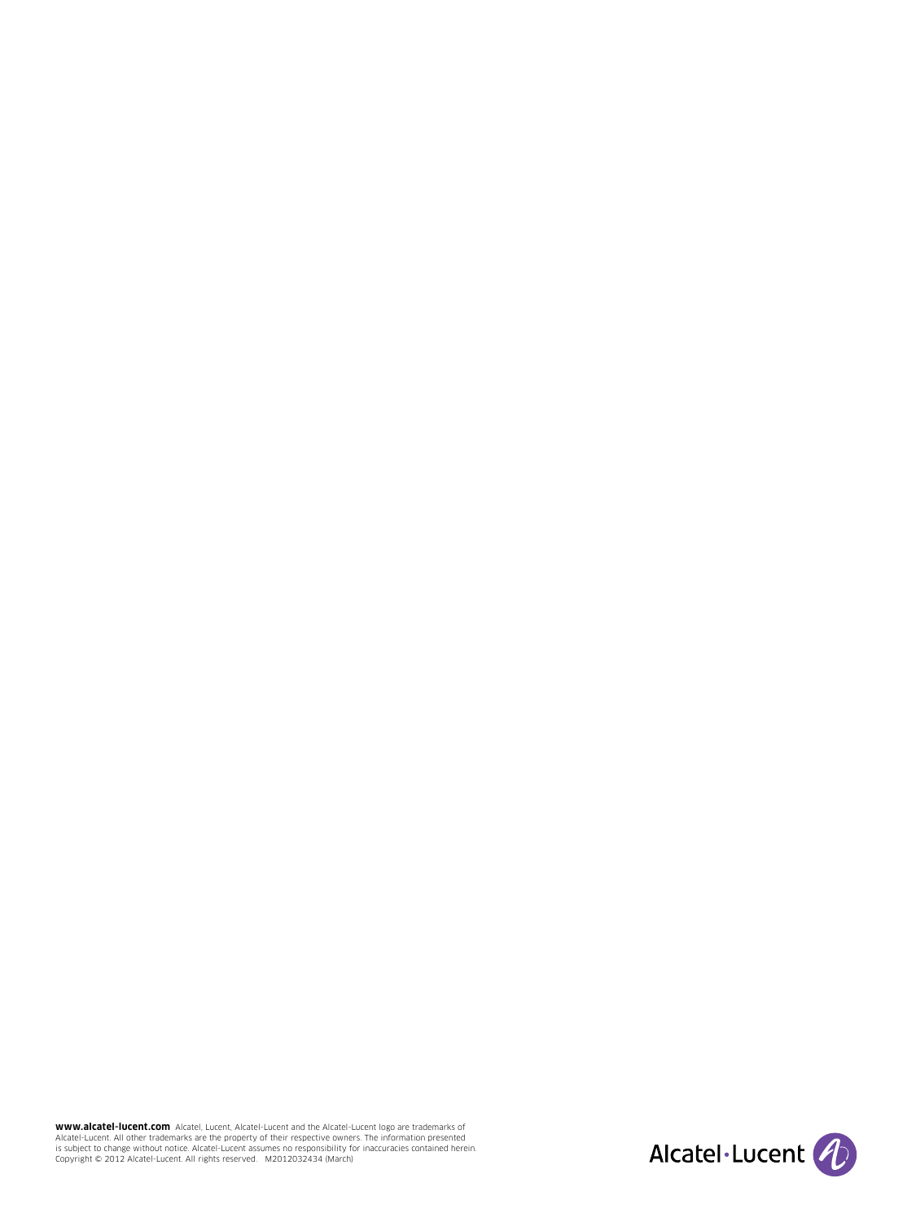**www.alcatel-lucent.com** Alcatel, Lucent, Alcatel-Lucent and the Alcatel-Lucent logo are trademarks of Alcatel-Lucent. All other trademarks are the property of their respective owners. The information presented is subject to change without notice. Alcatel-Lucent assumes no responsibility for inaccuracies contained herein. Copyright © 2012 Alcatel-Lucent. All rights reserved. M2012032434 (March)

Alcatel·Lucent